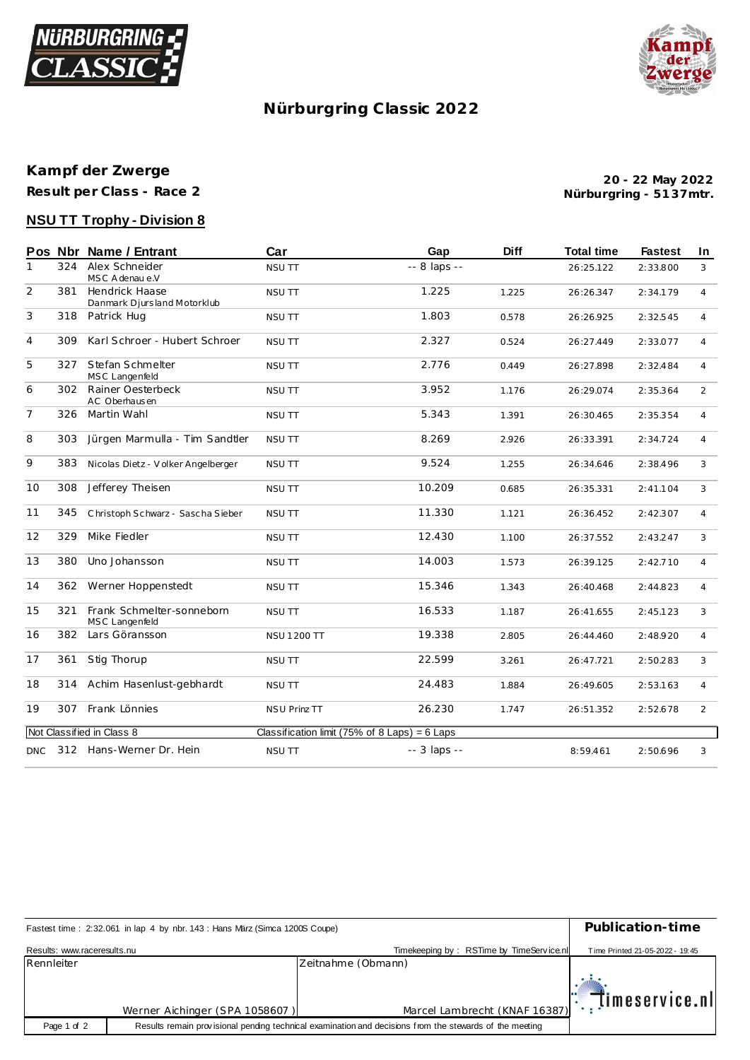# Nürburgring Classic 2022

## Kampf der Zwerge

**Result per Class - Race 2**

**20 - 22 May 2022**
**Nürburgring - 5137mtr.**

### NSU TT Trophy - Division 8

| Pos | Nbr | Name / Entrant | Car | Gap | Diff | Total time | Fastest | In |
|---|---|---|---|---|---|---|---|---|
| 1 | 324 | Alex Schneider<br>MSC Adenau e.V | NSU TT | -- 8 laps -- | | 26:25.122 | 2:33.800 | 3 |
| 2 | 381 | Hendrick Haase<br>Danmark Djursland Motorklub | NSU TT | 1.225 | 1.225 | 26:26.347 | 2:34.179 | 4 |
| 3 | 318 | Patrick Hug | NSU TT | 1.803 | 0.578 | 26:26.925 | 2:32.545 | 4 |
| 4 | 309 | Karl Schroer - Hubert Schroer | NSU TT | 2.327 | 0.524 | 26:27.449 | 2:33.077 | 4 |
| 5 | 327 | Stefan Schmelter<br>MSC Langenfeld | NSU TT | 2.776 | 0.449 | 26:27.898 | 2:32.484 | 4 |
| 6 | 302 | Rainer Oesterbeck<br>AC Oberhausen | NSU TT | 3.952 | 1.176 | 26:29.074 | 2:35.364 | 2 |
| 7 | 326 | Martin Wahl | NSU TT | 5.343 | 1.391 | 26:30.465 | 2:35.354 | 4 |
| 8 | 303 | Jürgen Marmulla - Tim Sandtler | NSU TT | 8.269 | 2.926 | 26:33.391 | 2:34.724 | 4 |
| 9 | 383 | Nicolas Dietz - Volker Angelberger | NSU TT | 9.524 | 1.255 | 26:34.646 | 2:38.496 | 3 |
| 10 | 308 | Jefferey Theisen | NSU TT | 10.209 | 0.685 | 26:35.331 | 2:41.104 | 3 |
| 11 | 345 | Christoph Schwarz - Sascha Sieber | NSU TT | 11.330 | 1.121 | 26:36.452 | 2:42.307 | 4 |
| 12 | 329 | Mike Fiedler | NSU TT | 12.430 | 1.100 | 26:37.552 | 2:43.247 | 3 |
| 13 | 380 | Uno Johansson | NSU TT | 14.003 | 1.573 | 26:39.125 | 2:42.710 | 4 |
| 14 | 362 | Werner Hoppenstedt | NSU TT | 15.346 | 1.343 | 26:40.468 | 2:44.823 | 4 |
| 15 | 321 | Frank Schmelter-sonneborn<br>MSC Langenfeld | NSU TT | 16.533 | 1.187 | 26:41.655 | 2:45.123 | 3 |
| 16 | 382 | Lars Göransson | NSU 1200 TT | 19.338 | 2.805 | 26:44.460 | 2:48.920 | 4 |
| 17 | 361 | Stig Thorup | NSU TT | 22.599 | 3.261 | 26:47.721 | 2:50.283 | 3 |
| 18 | 314 | Achim Hasenlust-gebhardt | NSU TT | 24.483 | 1.884 | 26:49.605 | 2:53.163 | 4 |
| 19 | 307 | Frank Lönnies | NSU Prinz TT | 26.230 | 1.747 | 26:51.352 | 2:52.678 | 2 |
| Not Classified in Class 8 | | | Classification limit (75% of 8 Laps) = 6 Laps | | | | | |
| DNC | 312 | Hans-Werner Dr. Hein | NSU TT | -- 3 laps -- | | 8:59.461 | 2:50.696 | 3 |

Fastest time : 2:32.061 in lap 4 by nbr. 143 : Hans März (Simca 1200S Coupe)

**Publication-time**

Results: www.raceresults.nu

Timekeeping by : RSTime by TimeService.nl

Time Printed 21-05-2022 - 19:45

| Rennleiter | Zeitnahme (Obmann) |
|---|---|
| Werner Aichinger (SPA 1058607 ) | Marcel Lambrecht (KNAF 16387) |

timeservice.nl

Results remain provisional pending technical examination and decisions from the stewards of the meeting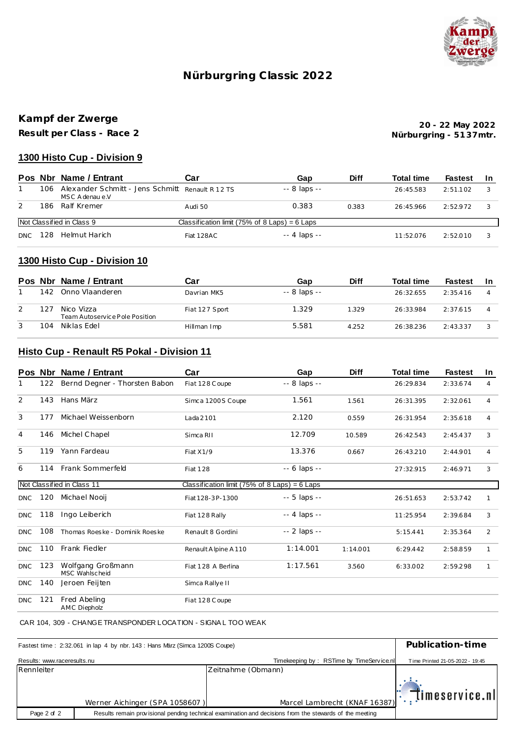# Nürburgring Classic 2022

## Kampf der Zwerge

**Result per Class - Race 2**

**20 - 22 May 2022**
**Nürburgring - 5137mtr.**

### 1300 Histo Cup - Division 9

| Pos | Nbr | Name / Entrant | Car | Gap | Diff | Total time | Fastest | In |
|---|---|---|---|---|---|---|---|---|
| 1 | 106 | Alexander Schmitt - Jens Schmitt<br>MSC Adenau e.V | Renault R12 TS | -- 8 laps -- | | 26:45.583 | 2:51.102 | 3 |
| 2 | 186 | Ralf Kremer | Audi 50 | 0.383 | 0.383 | 26:45.966 | 2:52.972 | 3 |
| Not Classified in Class 9 | | | Classification limit (75% of 8 Laps) = 6 Laps | | | | | |
| DNC | 128 | Helmut Harich | Fiat 128AC | -- 4 laps -- | | 11:52.076 | 2:52.010 | 3 |

### 1300 Histo Cup - Division 10

| Pos | Nbr | Name / Entrant | Car | Gap | Diff | Total time | Fastest | In |
|---|---|---|---|---|---|---|---|---|
| 1 | 142 | Onno Vlaanderen | Davrian MK5 | -- 8 laps -- | | 26:32.655 | 2:35.416 | 4 |
| 2 | 127 | Nico Vizza<br>Team Autoservice Pole Position | Fiat 127 Sport | 1.329 | 1.329 | 26:33.984 | 2:37.615 | 4 |
| 3 | 104 | Niklas Edel | Hillman Imp | 5.581 | 4.252 | 26:38.236 | 2:43.337 | 3 |

### Histo Cup - Renault R5 Pokal - Division 11

| Pos | Nbr | Name / Entrant | Car | Gap | Diff | Total time | Fastest | In |
|---|---|---|---|---|---|---|---|---|
| 1 | 122 | Bernd Degner - Thorsten Babon | Fiat 128 Coupe | -- 8 laps -- | | 26:29.834 | 2:33.674 | 4 |
| 2 | 143 | Hans März | Simca 1200S Coupe | 1.561 | 1.561 | 26:31.395 | 2:32.061 | 4 |
| 3 | 177 | Michael Weissenborn | Lada 2101 | 2.120 | 0.559 | 26:31.954 | 2:35.618 | 4 |
| 4 | 146 | Michel Chapel | Simca RII | 12.709 | 10.589 | 26:42.543 | 2:45.437 | 3 |
| 5 | 119 | Yann Fardeau | Fiat X1/9 | 13.376 | 0.667 | 26:43.210 | 2:44.901 | 4 |
| 6 | 114 | Frank Sommerfeld | Fiat 128 | -- 6 laps -- | | 27:32.915 | 2:46.971 | 3 |
| Not Classified in Class 11 | | | Classification limit (75% of 8 Laps) = 6 Laps | | | | | |
| DNC | 120 | Michael Nooij | Fiat 128-3P-1300 | -- 5 laps -- | | 26:51.653 | 2:53.742 | 1 |
| DNC | 118 | Ingo Leiberich | Fiat 128 Rally | -- 4 laps -- | | 11:25.954 | 2:39.684 | 3 |
| DNC | 108 | Thomas Roeske - Dominik Roeske | Renault 8 Gordini | -- 2 laps -- | | 5:15.441 | 2:35.364 | 2 |
| DNC | 110 | Frank Fiedler | Renault Alpine A110 | 1:14.001 | 1:14.001 | 6:29.442 | 2:58.859 | 1 |
| DNC | 123 | Wolfgang Großmann<br>MSC Wahlscheid | Fiat 128 A Berlina | 1:17.561 | 3.560 | 6:33.002 | 2:59.298 | 1 |
| DNC | 140 | Jeroen Feijten | Simca Rallye II | | | | | |
| DNC | 121 | Fred Abeling<br>AMC Diepholz | Fiat 128 Coupe | | | | | |

CAR 104, 309 - CHANGE TRANSPONDER LOCATION - SIGNAL TOO WEAK

Fastest time : 2:32.061 in lap 4 by nbr. 143 : Hans März (Simca 1200S Coupe)

**Publication-time**

Results: www.raceresults.nu

Timekeeping by : RSTime by TimeService.nl

Time Printed 21-05-2022 - 19:45

| Rennleiter | Zeitnahme (Obmann) |
|---|---|
| Werner Aichinger (SPA 1058607) | Marcel Lambrecht (KNAF 16387) |

timeservice.nl

Results remain provisional pending technical examination and decisions from the stewards of the meeting